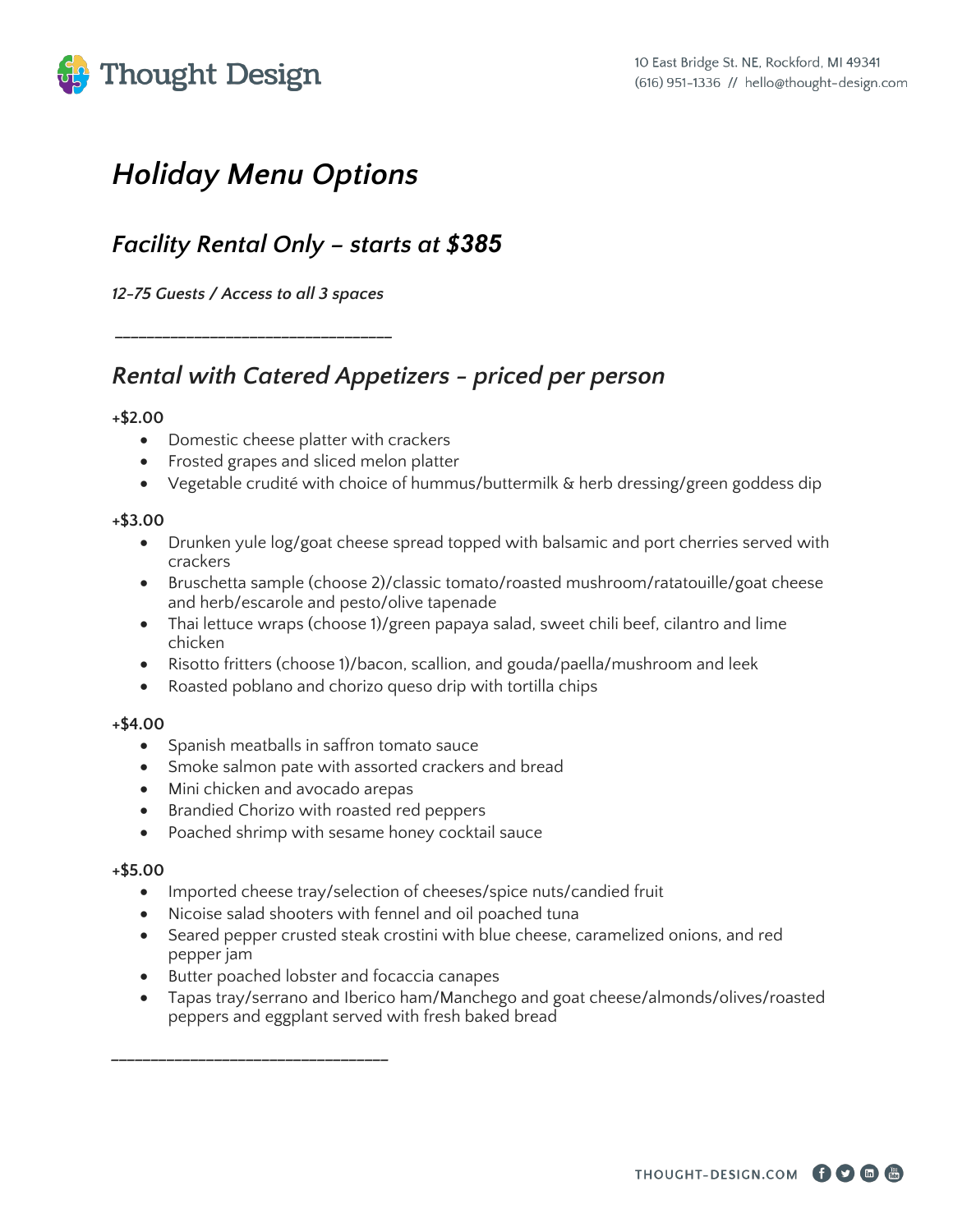Thought Design

10 East Bridge St. NE, Rockford, MI 49341
(616) 951-1336 // hello@thought-design.com

# *Holiday Menu Options*

## *Facility Rental Only – starts at **$385***

*12-75 Guests / Access to all 3 spaces*

---

## *Rental with Catered Appetizers - priced per person*

**+$2.00**

- Domestic cheese platter with crackers
- Frosted grapes and sliced melon platter
- Vegetable crudité with choice of hummus/buttermilk & herb dressing/green goddess dip

**+$3.00**

- Drunken yule log/goat cheese spread topped with balsamic and port cherries served with crackers
- Bruschetta sample (choose 2)/classic tomato/roasted mushroom/ratatouille/goat cheese and herb/escarole and pesto/olive tapenade
- Thai lettuce wraps (choose 1)/green papaya salad, sweet chili beef, cilantro and lime chicken
- Risotto fritters (choose 1)/bacon, scallion, and gouda/paella/mushroom and leek
- Roasted poblano and chorizo queso drip with tortilla chips

**+$4.00**

- Spanish meatballs in saffron tomato sauce
- Smoke salmon pate with assorted crackers and bread
- Mini chicken and avocado arepas
- Brandied Chorizo with roasted red peppers
- Poached shrimp with sesame honey cocktail sauce

**+$5.00**

- Imported cheese tray/selection of cheeses/spice nuts/candied fruit
- Nicoise salad shooters with fennel and oil poached tuna
- Seared pepper crusted steak crostini with blue cheese, caramelized onions, and red pepper jam
- Butter poached lobster and focaccia canapes
- Tapas tray/serrano and Iberico ham/Manchego and goat cheese/almonds/olives/roasted peppers and eggplant served with fresh baked bread

---

THOUGHT-DESIGN.COM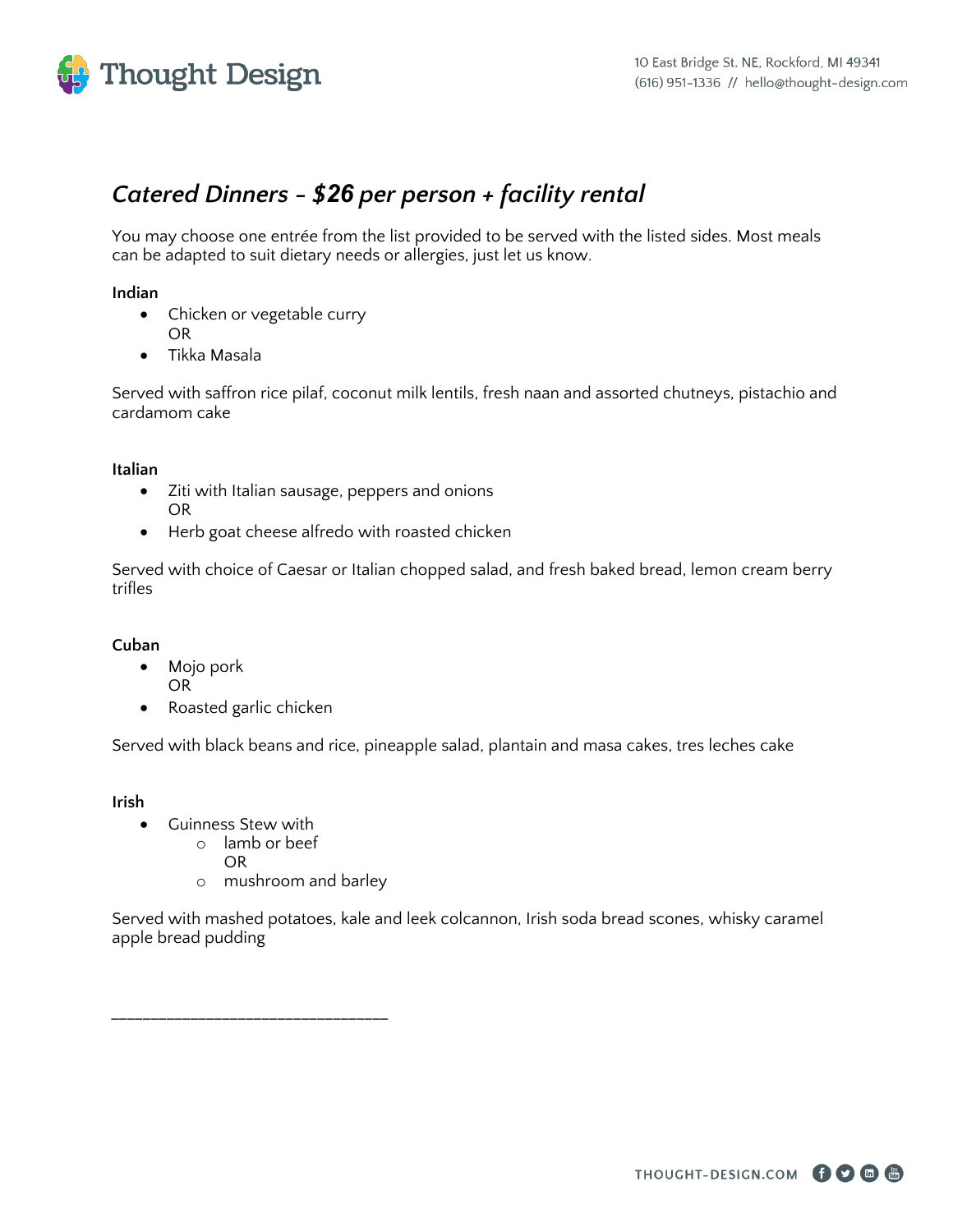## *Catered Dinners – **$26** per person + facility rental*

You may choose one entrée from the list provided to be served with the listed sides. Most meals can be adapted to suit dietary needs or allergies, just let us know.

**Indian**

- Chicken or vegetable curry
  OR
- Tikka Masala

Served with saffron rice pilaf, coconut milk lentils, fresh naan and assorted chutneys, pistachio and cardamom cake

**Italian**

- Ziti with Italian sausage, peppers and onions
  OR
- Herb goat cheese alfredo with roasted chicken

Served with choice of Caesar or Italian chopped salad, and fresh baked bread, lemon cream berry trifles

**Cuban**

- Mojo pork
  OR
- Roasted garlic chicken

Served with black beans and rice, pineapple salad, plantain and masa cakes, tres leches cake

**Irish**

- Guinness Stew with
  - lamb or beef
    OR
  - mushroom and barley

Served with mashed potatoes, kale and leek colcannon, Irish soda bread scones, whisky caramel apple bread pudding

_________________________________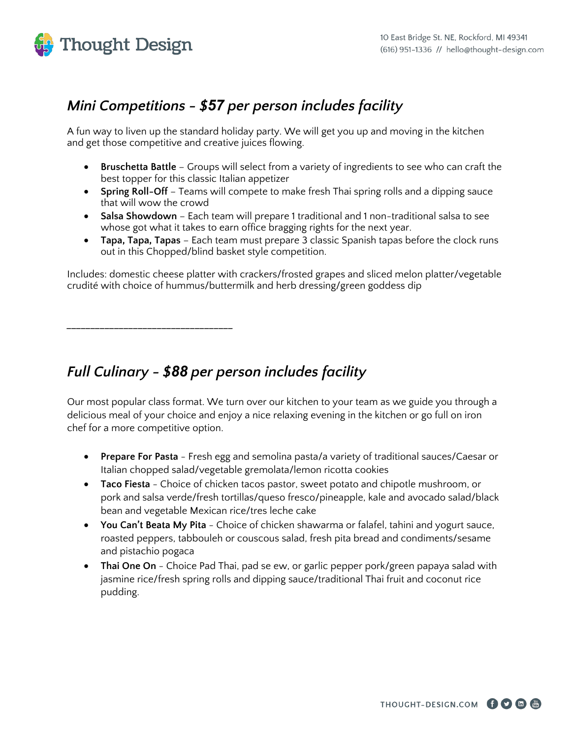## *Mini Competitions - $57 per person includes facility*

A fun way to liven up the standard holiday party. We will get you up and moving in the kitchen and get those competitive and creative juices flowing.

- **Bruschetta Battle** – Groups will select from a variety of ingredients to see who can craft the best topper for this classic Italian appetizer
- **Spring Roll-Off** – Teams will compete to make fresh Thai spring rolls and a dipping sauce that will wow the crowd
- **Salsa Showdown** – Each team will prepare 1 traditional and 1 non-traditional salsa to see whose got what it takes to earn office bragging rights for the next year.
- **Tapa, Tapa, Tapas** – Each team must prepare 3 classic Spanish tapas before the clock runs out in this Chopped/blind basket style competition.

Includes: domestic cheese platter with crackers/frosted grapes and sliced melon platter/vegetable crudité with choice of hummus/buttermilk and herb dressing/green goddess dip

---

## *Full Culinary - $88 per person includes facility*

Our most popular class format. We turn over our kitchen to your team as we guide you through a delicious meal of your choice and enjoy a nice relaxing evening in the kitchen or go full on iron chef for a more competitive option.

- **Prepare For Pasta** - Fresh egg and semolina pasta/a variety of traditional sauces/Caesar or Italian chopped salad/vegetable gremolata/lemon ricotta cookies
- **Taco Fiesta** - Choice of chicken tacos pastor, sweet potato and chipotle mushroom, or pork and salsa verde/fresh tortillas/queso fresco/pineapple, kale and avocado salad/black bean and vegetable Mexican rice/tres leche cake
- **You Can't Beata My Pita** - Choice of chicken shawarma or falafel, tahini and yogurt sauce, roasted peppers, tabbouleh or couscous salad, fresh pita bread and condiments/sesame and pistachio pogaca
- **Thai One On** - Choice Pad Thai, pad se ew, or garlic pepper pork/green papaya salad with jasmine rice/fresh spring rolls and dipping sauce/traditional Thai fruit and coconut rice pudding.